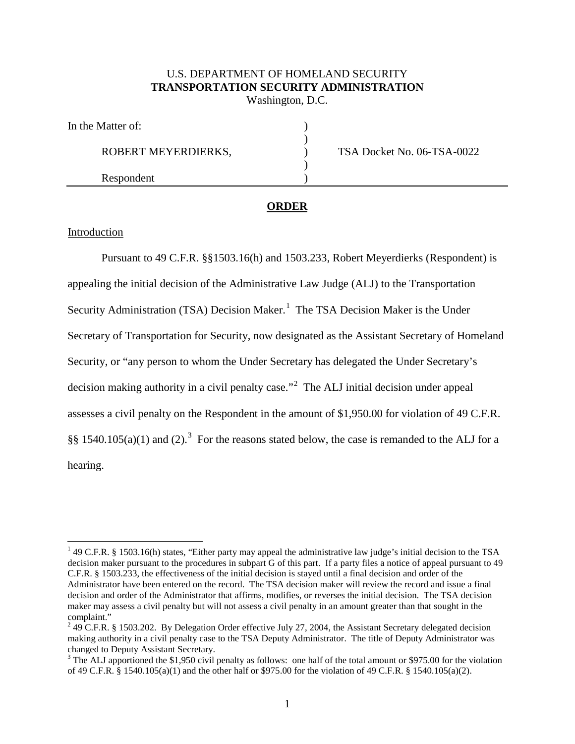U.S. DEPARTMENT OF HOMELAND SECURITY
**TRANSPORTATION SECURITY ADMINISTRATION**
Washington, D.C.

| In the Matter of: | ) | |
|---|---|---|
| | ) | |
| ROBERT MEYERDIERKS, | ) | TSA Docket No. 06-TSA-0022 |
| | ) | |
| Respondent | ) | |

## ORDER

Introduction

Pursuant to 49 C.F.R. §§1503.16(h) and 1503.233, Robert Meyerdierks (Respondent) is appealing the initial decision of the Administrative Law Judge (ALJ) to the Transportation Security Administration (TSA) Decision Maker.[1] The TSA Decision Maker is the Under Secretary of Transportation for Security, now designated as the Assistant Secretary of Homeland Security, or "any person to whom the Under Secretary has delegated the Under Secretary's decision making authority in a civil penalty case."[2] The ALJ initial decision under appeal assesses a civil penalty on the Respondent in the amount of $1,950.00 for violation of 49 C.F.R. §§ 1540.105(a)(1) and (2).[3] For the reasons stated below, the case is remanded to the ALJ for a hearing.

---

[1] 49 C.F.R. § 1503.16(h) states, "Either party may appeal the administrative law judge's initial decision to the TSA decision maker pursuant to the procedures in subpart G of this part. If a party files a notice of appeal pursuant to 49 C.F.R. § 1503.233, the effectiveness of the initial decision is stayed until a final decision and order of the Administrator have been entered on the record. The TSA decision maker will review the record and issue a final decision and order of the Administrator that affirms, modifies, or reverses the initial decision. The TSA decision maker may assess a civil penalty but will not assess a civil penalty in an amount greater than that sought in the complaint."

[2] 49 C.F.R. § 1503.202. By Delegation Order effective July 27, 2004, the Assistant Secretary delegated decision making authority in a civil penalty case to the TSA Deputy Administrator. The title of Deputy Administrator was changed to Deputy Assistant Secretary.

[3] The ALJ apportioned the $1,950 civil penalty as follows: one half of the total amount or $975.00 for the violation of 49 C.F.R. § 1540.105(a)(1) and the other half or $975.00 for the violation of 49 C.F.R. § 1540.105(a)(2).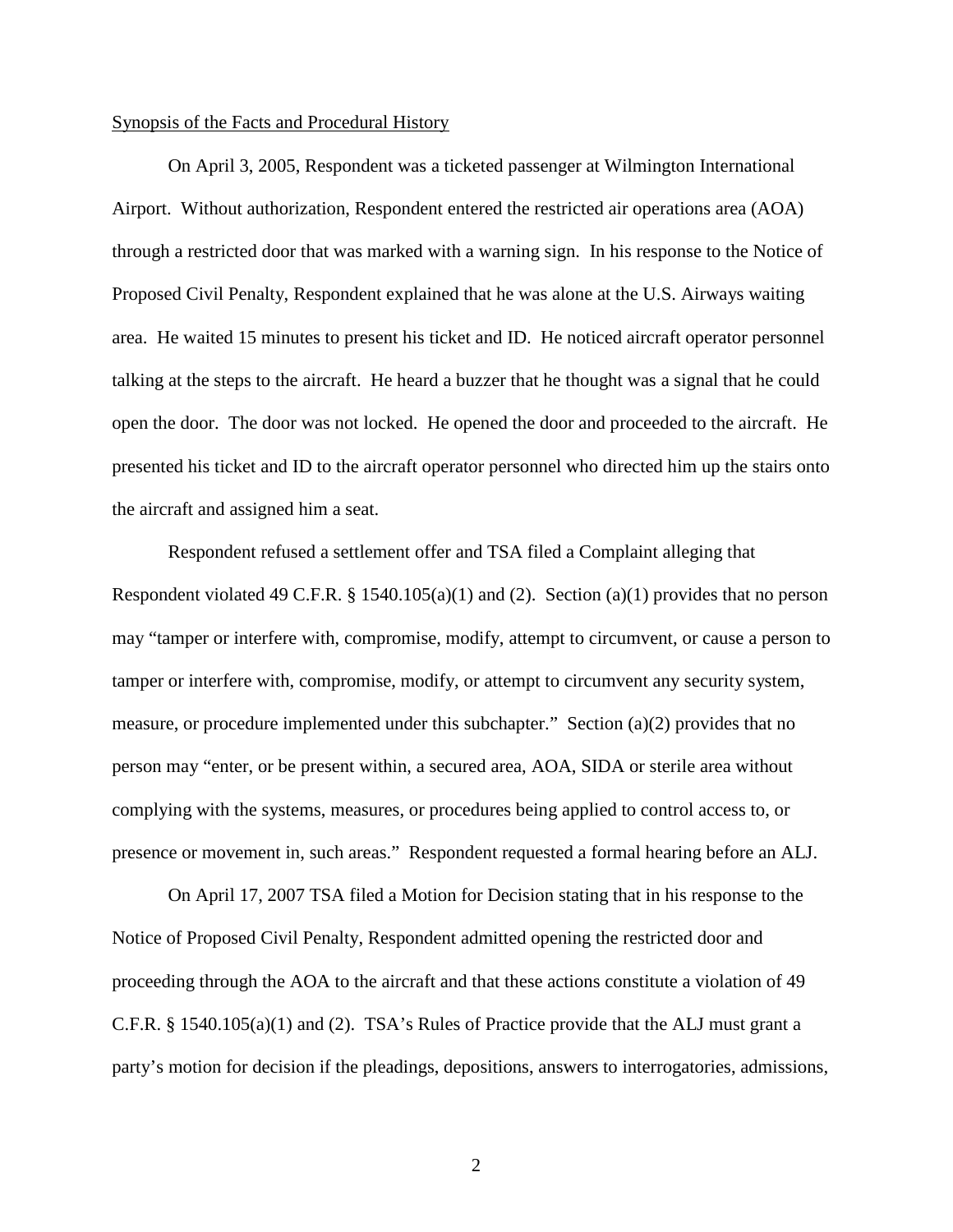Synopsis of the Facts and Procedural History

On April 3, 2005, Respondent was a ticketed passenger at Wilmington International Airport. Without authorization, Respondent entered the restricted air operations area (AOA) through a restricted door that was marked with a warning sign. In his response to the Notice of Proposed Civil Penalty, Respondent explained that he was alone at the U.S. Airways waiting area. He waited 15 minutes to present his ticket and ID. He noticed aircraft operator personnel talking at the steps to the aircraft. He heard a buzzer that he thought was a signal that he could open the door. The door was not locked. He opened the door and proceeded to the aircraft. He presented his ticket and ID to the aircraft operator personnel who directed him up the stairs onto the aircraft and assigned him a seat.

Respondent refused a settlement offer and TSA filed a Complaint alleging that Respondent violated 49 C.F.R. § 1540.105(a)(1) and (2). Section (a)(1) provides that no person may "tamper or interfere with, compromise, modify, attempt to circumvent, or cause a person to tamper or interfere with, compromise, modify, or attempt to circumvent any security system, measure, or procedure implemented under this subchapter." Section (a)(2) provides that no person may "enter, or be present within, a secured area, AOA, SIDA or sterile area without complying with the systems, measures, or procedures being applied to control access to, or presence or movement in, such areas." Respondent requested a formal hearing before an ALJ.

On April 17, 2007 TSA filed a Motion for Decision stating that in his response to the Notice of Proposed Civil Penalty, Respondent admitted opening the restricted door and proceeding through the AOA to the aircraft and that these actions constitute a violation of 49 C.F.R. § 1540.105(a)(1) and (2). TSA's Rules of Practice provide that the ALJ must grant a party's motion for decision if the pleadings, depositions, answers to interrogatories, admissions,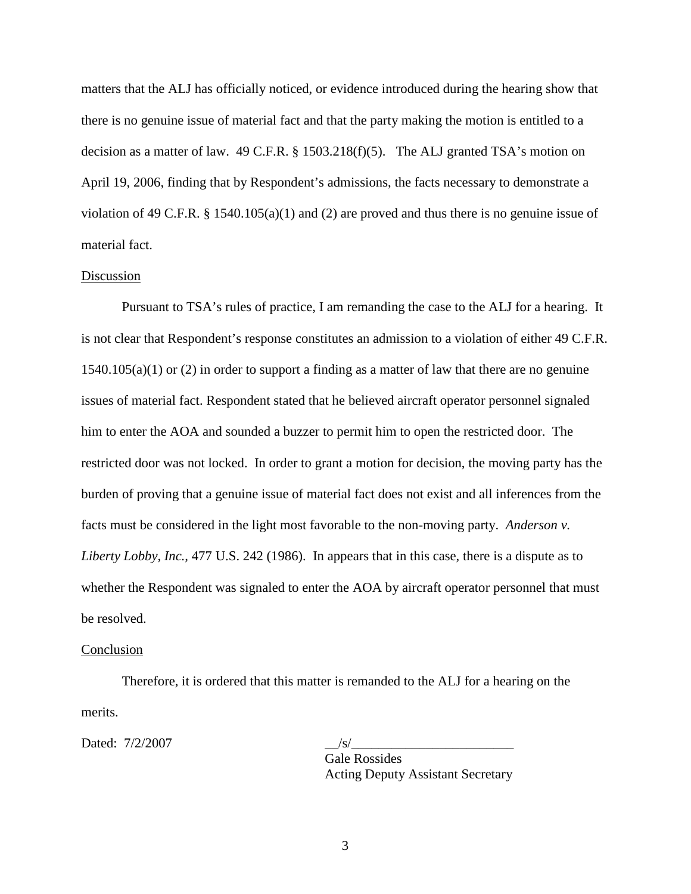matters that the ALJ has officially noticed, or evidence introduced during the hearing show that there is no genuine issue of material fact and that the party making the motion is entitled to a decision as a matter of law. 49 C.F.R. § 1503.218(f)(5). The ALJ granted TSA's motion on April 19, 2006, finding that by Respondent's admissions, the facts necessary to demonstrate a violation of 49 C.F.R. § 1540.105(a)(1) and (2) are proved and thus there is no genuine issue of material fact.

Discussion

Pursuant to TSA's rules of practice, I am remanding the case to the ALJ for a hearing. It is not clear that Respondent's response constitutes an admission to a violation of either 49 C.F.R. 1540.105(a)(1) or (2) in order to support a finding as a matter of law that there are no genuine issues of material fact. Respondent stated that he believed aircraft operator personnel signaled him to enter the AOA and sounded a buzzer to permit him to open the restricted door. The restricted door was not locked. In order to grant a motion for decision, the moving party has the burden of proving that a genuine issue of material fact does not exist and all inferences from the facts must be considered in the light most favorable to the non-moving party. *Anderson v. Liberty Lobby, Inc.*, 477 U.S. 242 (1986). In appears that in this case, there is a dispute as to whether the Respondent was signaled to enter the AOA by aircraft operator personnel that must be resolved.

Conclusion

Therefore, it is ordered that this matter is remanded to the ALJ for a hearing on the merits.

Dated: 7/2/2007

__/s/________________________
Gale Rossides
Acting Deputy Assistant Secretary